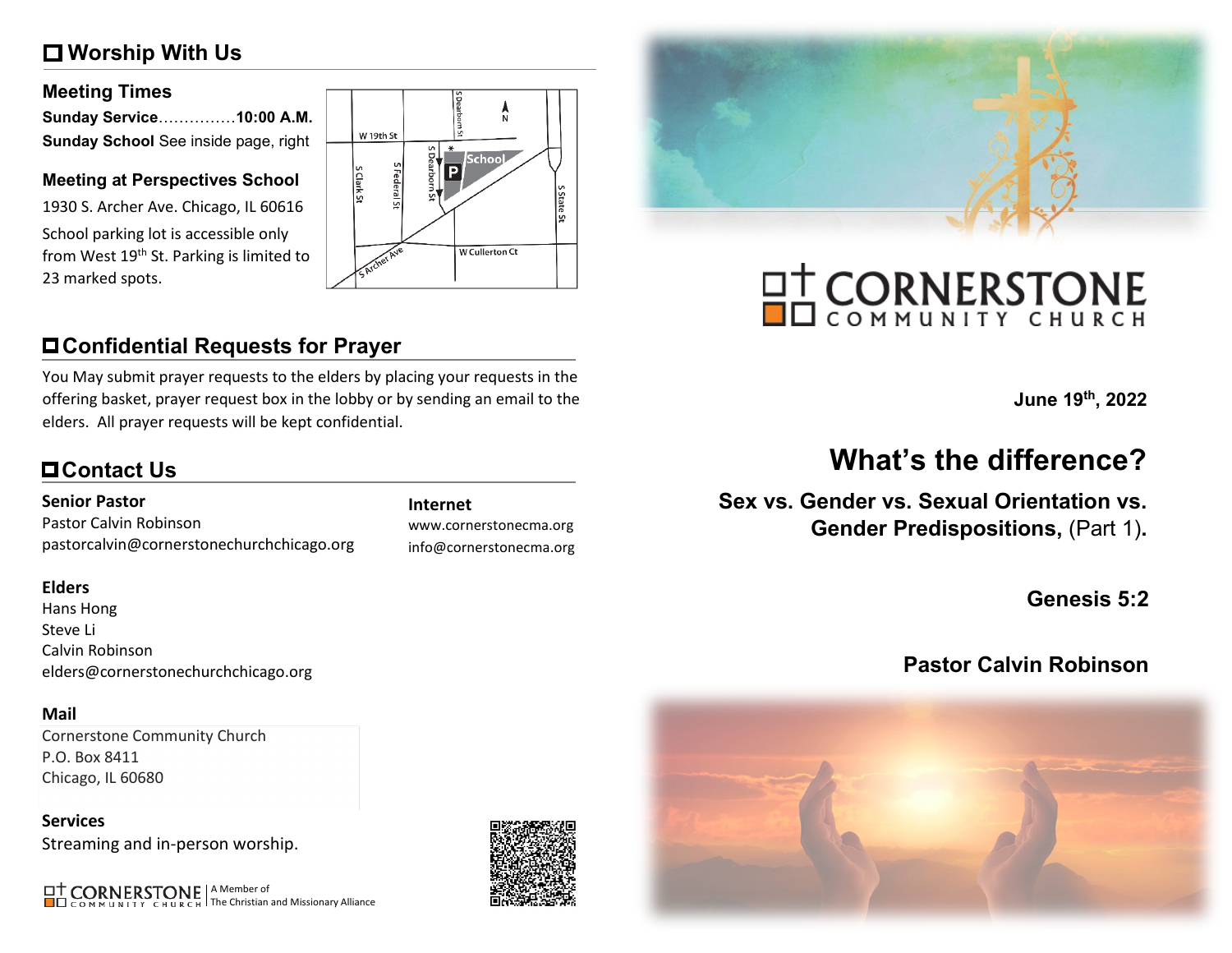## Worship With Us

### Meeting Times

**Sunday Service**...............**10:00 A.M.**
**Sunday School** See inside page, right

### Meeting at Perspectives School

1930 S. Archer Ave. Chicago, IL 60616

School parking lot is accessible only from West 19th St. Parking is limited to 23 marked spots.

## Confidential Requests for Prayer

You May submit prayer requests to the elders by placing your requests in the offering basket, prayer request box in the lobby or by sending an email to the elders. All prayer requests will be kept confidential.

## Contact Us

**Senior Pastor**
Pastor Calvin Robinson
pastorcalvin@cornerstonechurchchicago.org

**Internet**
www.cornerstonecma.org
info@cornerstonecma.org

**Elders**
Hans Hong
Steve Li
Calvin Robinson
elders@cornerstonechurchchicago.org

**Mail**
Cornerstone Community Church
P.O. Box 8411
Chicago, IL 60680

**Services**
Streaming and in-person worship.

CORNERSTONE COMMUNITY CHURCH | A Member of The Christian and Missionary Alliance

# CORNERSTONE COMMUNITY CHURCH

**June 19th, 2022**

# What's the difference?

**Sex vs. Gender vs. Sexual Orientation vs. Gender Predispositions,** (Part 1)**.**

**Genesis 5:2**

**Pastor Calvin Robinson**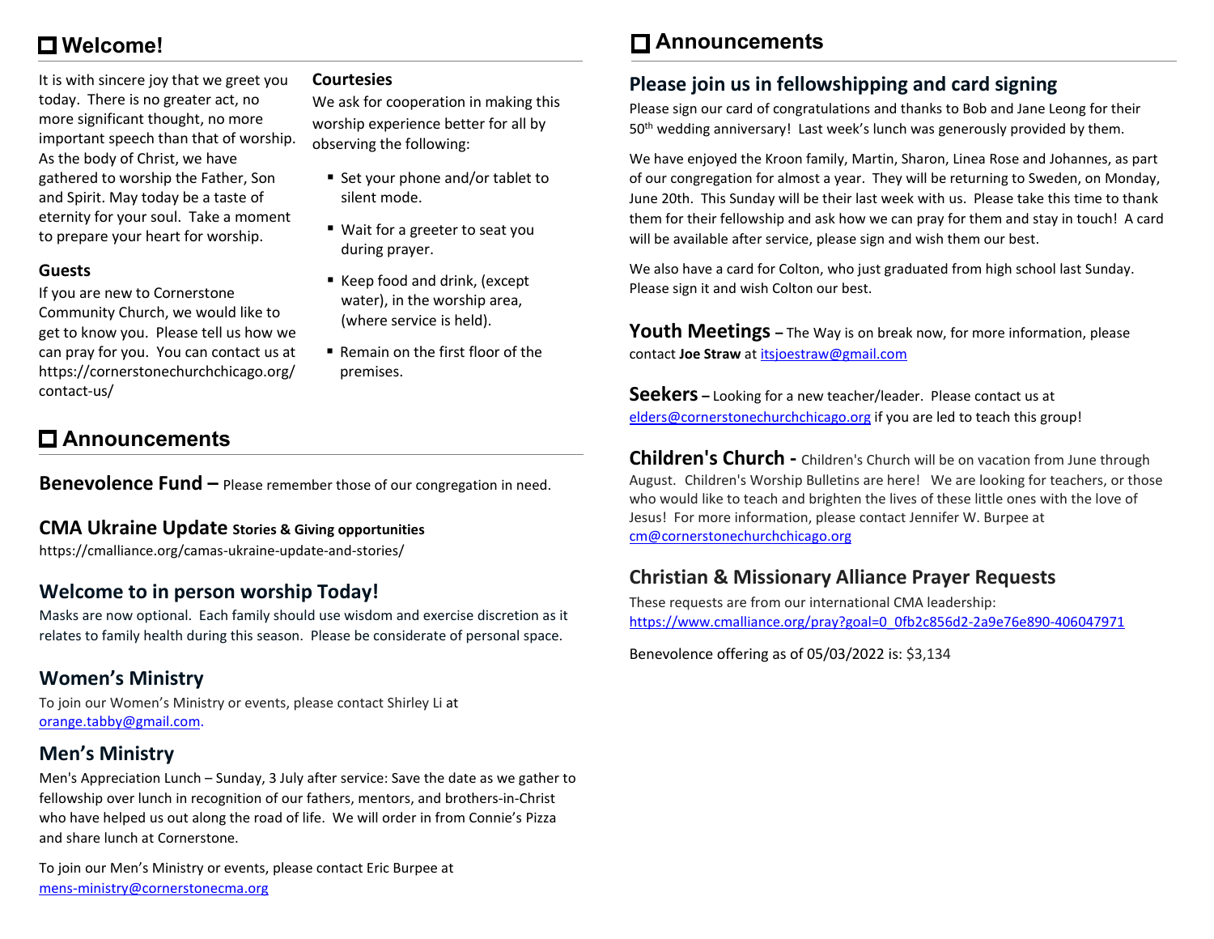# Welcome!

It is with sincere joy that we greet you today. There is no greater act, no more significant thought, no more important speech than that of worship. As the body of Christ, we have gathered to worship the Father, Son and Spirit. May today be a taste of eternity for your soul. Take a moment to prepare your heart for worship.

### Guests

If you are new to Cornerstone Community Church, we would like to get to know you. Please tell us how we can pray for you. You can contact us at https://cornerstonechurchchicago.org/contact-us/

### Courtesies

We ask for cooperation in making this worship experience better for all by observing the following:

- Set your phone and/or tablet to silent mode.
- Wait for a greeter to seat you during prayer.
- Keep food and drink, (except water), in the worship area, (where service is held).
- Remain on the first floor of the premises.

# Announcements

**Benevolence Fund –** Please remember those of our congregation in need.

**CMA Ukraine Update** **Stories & Giving opportunities**
https://cmalliance.org/camas-ukraine-update-and-stories/

## Welcome to in person worship Today!

Masks are now optional. Each family should use wisdom and exercise discretion as it relates to family health during this season. Please be considerate of personal space.

## Women's Ministry

To join our Women's Ministry or events, please contact Shirley Li at orange.tabby@gmail.com.

## Men's Ministry

Men's Appreciation Lunch – Sunday, 3 July after service: Save the date as we gather to fellowship over lunch in recognition of our fathers, mentors, and brothers-in-Christ who have helped us out along the road of life. We will order in from Connie's Pizza and share lunch at Cornerstone.

To join our Men's Ministry or events, please contact Eric Burpee at mens-ministry@cornerstonecma.org

# Announcements

## Please join us in fellowshipping and card signing

Please sign our card of congratulations and thanks to Bob and Jane Leong for their 50th wedding anniversary! Last week's lunch was generously provided by them.

We have enjoyed the Kroon family, Martin, Sharon, Linea Rose and Johannes, as part of our congregation for almost a year. They will be returning to Sweden, on Monday, June 20th. This Sunday will be their last week with us. Please take this time to thank them for their fellowship and ask how we can pray for them and stay in touch! A card will be available after service, please sign and wish them our best.

We also have a card for Colton, who just graduated from high school last Sunday. Please sign it and wish Colton our best.

**Youth Meetings –** The Way is on break now, for more information, please contact **Joe Straw** at itsjoestraw@gmail.com

**Seekers –** Looking for a new teacher/leader. Please contact us at elders@cornerstonechurchchicago.org if you are led to teach this group!

**Children's Church -** Children's Church will be on vacation from June through August. Children's Worship Bulletins are here! We are looking for teachers, or those who would like to teach and brighten the lives of these little ones with the love of Jesus! For more information, please contact Jennifer W. Burpee at cm@cornerstonechurchchicago.org

## Christian & Missionary Alliance Prayer Requests

These requests are from our international CMA leadership:
https://www.cmalliance.org/pray?goal=0_0fb2c856d2-2a9e76e890-406047971

Benevolence offering as of 05/03/2022 is: $3,134